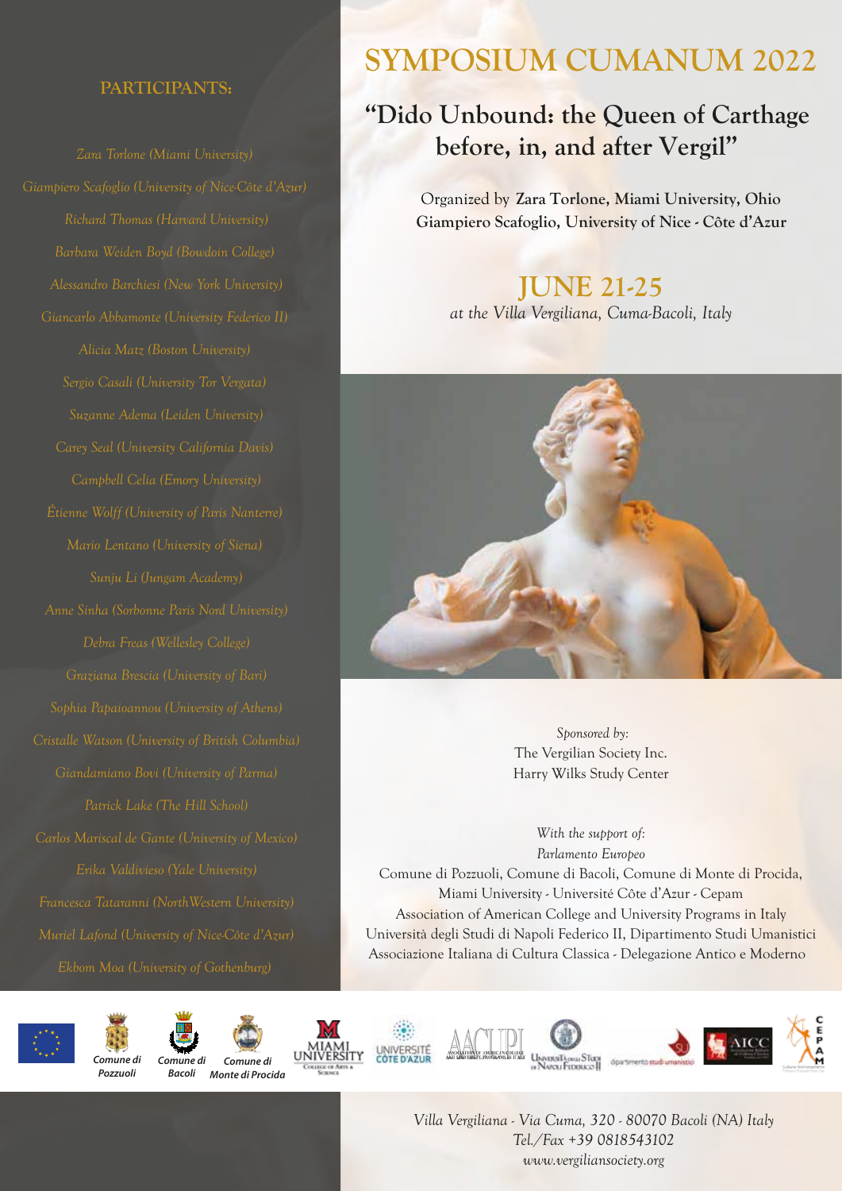# SYMPOSIUM CUMANUM 2022

## "Dido Unbound: the Queen of Carthage before, in, and after Vergil"

Organized by **Zara Torlone, Miami University, Ohio**
**Giampiero Scafoglio, University of Nice - Côte d'Azur**

### JUNE 21-25

*at the Villa Vergiliana, Cuma-Bacoli, Italy*

### PARTICIPANTS:

*Zara Torlone (Miami University)*
*Giampiero Scafoglio (University of Nice-Côte d'Azur)*
*Richard Thomas (Harvard University)*
*Barbara Weiden Boyd (Bowdoin College)*
*Alessandro Barchiesi (New York University)*
*Giancarlo Abbamonte (University Federico II)*
*Alicia Matz (Boston University)*
*Sergio Casali (University Tor Vergata)*
*Suzanne Adema (Leiden University)*
*Carey Seal (University California Davis)*
*Campbell Celia (Emory University)*
*Étienne Wolff (University of Paris Nanterre)*
*Mario Lentano (University of Siena)*
*Sunju Li (Jungam Academy)*
*Anne Sinha (Sorbonne Paris Nord University)*
*Debra Freas (Wellesley College)*
*Graziana Brescia (University of Bari)*
*Sophia Papaioannou (University of Athens)*
*Cristalle Watson (University of British Columbia)*
*Giandamiano Bovi (University of Parma)*
*Patrick Lake (The Hill School)*
*Carlos Mariscal de Gante (University of Mexico)*
*Erika Valdivieso (Yale University)*
*Francesca Tataranni (NorthWestern University)*
*Muriel Lafond (University of Nice-Côte d'Azur)*
*Ekbom Moa (University of Gothenburg)*

*Sponsored by:*
The Vergilian Society Inc.
Harry Wilks Study Center

*With the support of:*
*Parlamento Europeo*
Comune di Pozzuoli, Comune di Bacoli, Comune di Monte di Procida,
Miami University - Université Côte d'Azur - Cepam
Association of American College and University Programs in Italy
Università degli Studi di Napoli Federico II, Dipartimento Studi Umanistici
Associazione Italiana di Cultura Classica - Delegazione Antico e Moderno

*Comune di Pozzuoli* — *Comune di Bacoli* — *Comune di Monte di Procida*

*Villa Vergiliana - Via Cuma, 320 - 80070 Bacoli (NA) Italy*
*Tel./Fax +39 0818543102*
*www.vergiliansociety.org*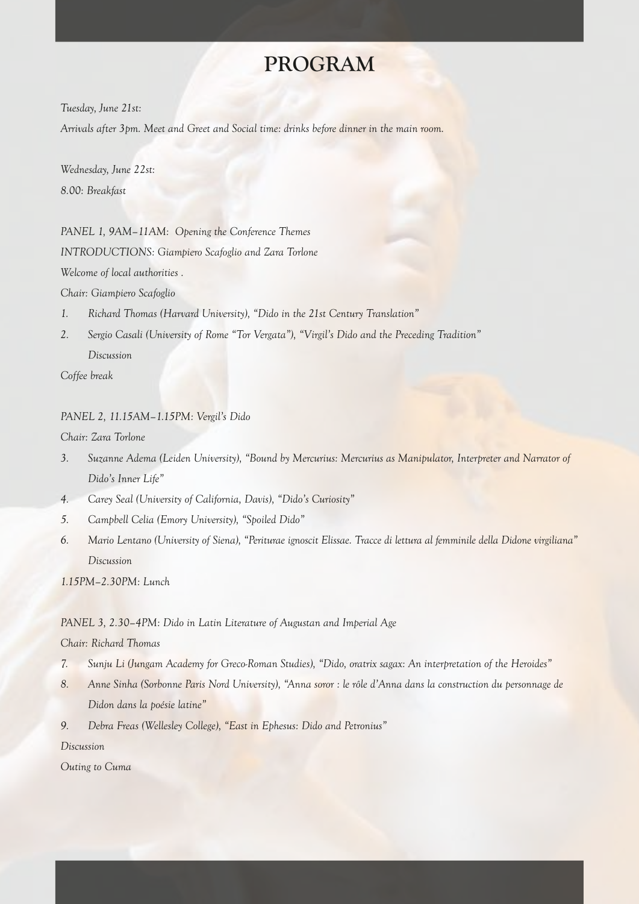# PROGRAM

*Tuesday, June 21st:*

*Arrivals after 3pm. Meet and Greet and Social time: drinks before dinner in the main room.*

*Wednesday, June 22st:*

*8.00: Breakfast*

*PANEL 1, 9AM–11AM: Opening the Conference Themes*

*INTRODUCTIONS: Giampiero Scafoglio and Zara Torlone*

*Welcome of local authorities .*

*Chair: Giampiero Scafoglio*

1. *Richard Thomas (Harvard University), "Dido in the 21st Century Translation"*
2. *Sergio Casali (University of Rome "Tor Vergata"), "Virgil's Dido and the Preceding Tradition"*

   *Discussion*

*Coffee break*

*PANEL 2, 11.15AM–1.15PM: Vergil's Dido*

*Chair: Zara Torlone*

3. *Suzanne Adema (Leiden University), "Bound by Mercurius: Mercurius as Manipulator, Interpreter and Narrator of Dido's Inner Life"*
4. *Carey Seal (University of California, Davis), "Dido's Curiosity"*
5. *Campbell Celia (Emory University), "Spoiled Dido"*
6. *Mario Lentano (University of Siena), "Periturae ignoscit Elissae. Tracce di lettura al femminile della Didone virgiliana"*

   *Discussion*

*1.15PM–2.30PM: Lunch*

*PANEL 3, 2.30–4PM: Dido in Latin Literature of Augustan and Imperial Age*

*Chair: Richard Thomas*

7. *Sunju Li (Jungam Academy for Greco-Roman Studies), "Dido, oratrix sagax: An interpretation of the Heroides"*
8. *Anne Sinha (Sorbonne Paris Nord University), "Anna soror : le rôle d'Anna dans la construction du personnage de Didon dans la poésie latine"*
9. *Debra Freas (Wellesley College), "East in Ephesus: Dido and Petronius"*

*Discussion*

*Outing to Cuma*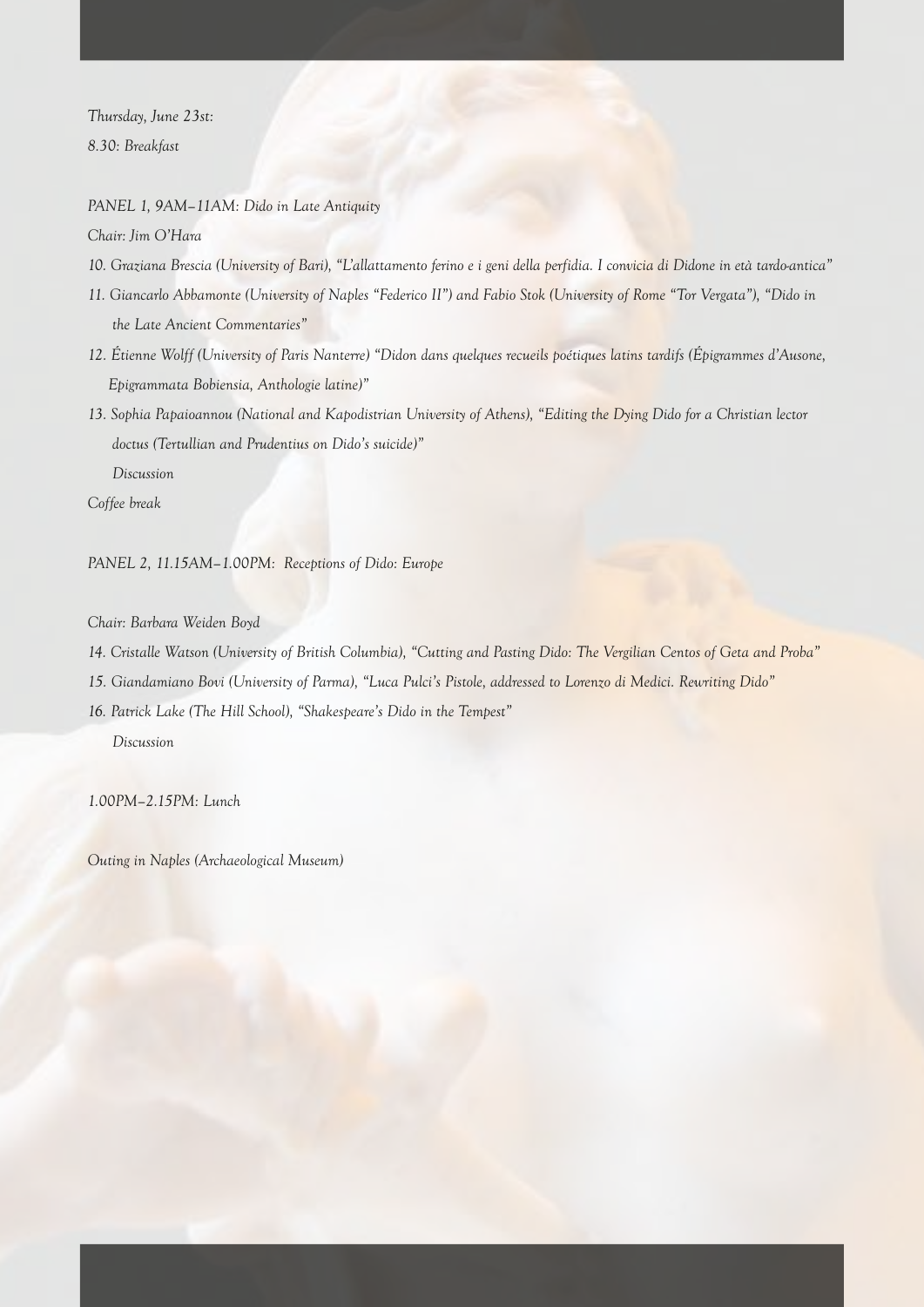*Thursday, June 23st:*

*8.30: Breakfast*

*PANEL 1, 9AM–11AM: Dido in Late Antiquity*

*Chair: Jim O'Hara*

*10. Graziana Brescia (University of Bari), "L'allattamento ferino e i geni della perfidia. I convicia di Didone in età tardo-antica"*

*11. Giancarlo Abbamonte (University of Naples "Federico II") and Fabio Stok (University of Rome "Tor Vergata"), "Dido in the Late Ancient Commentaries"*

*12. Étienne Wolff (University of Paris Nanterre) "Didon dans quelques recueils poétiques latins tardifs (Épigrammes d'Ausone, Epigrammata Bobiensia, Anthologie latine)"*

*13. Sophia Papaioannou (National and Kapodistrian University of Athens), "Editing the Dying Dido for a Christian lector doctus (Tertullian and Prudentius on Dido's suicide)"*

*Discussion*

*Coffee break*

*PANEL 2, 11.15AM–1.00PM: Receptions of Dido: Europe*

*Chair: Barbara Weiden Boyd*

*14. Cristalle Watson (University of British Columbia), "Cutting and Pasting Dido: The Vergilian Centos of Geta and Proba"*

*15. Giandamiano Bovi (University of Parma), "Luca Pulci's Pistole, addressed to Lorenzo di Medici. Rewriting Dido"*

*16. Patrick Lake (The Hill School), "Shakespeare's Dido in the Tempest"*

*Discussion*

*1.00PM–2.15PM: Lunch*

*Outing in Naples (Archaeological Museum)*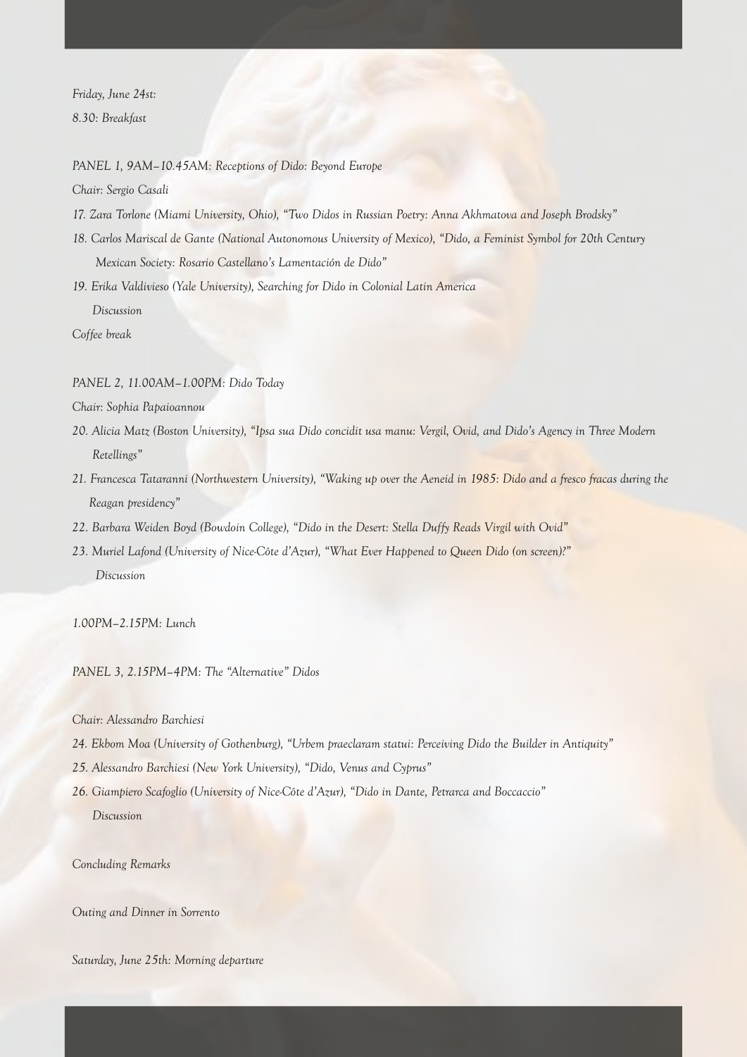*Friday, June 24st:*

*8.30: Breakfast*

*PANEL 1, 9AM–10.45AM: Receptions of Dido: Beyond Europe*

*Chair: Sergio Casali*

*17. Zara Torlone (Miami University, Ohio), "Two Didos in Russian Poetry: Anna Akhmatova and Joseph Brodsky"*

*18. Carlos Mariscal de Gante (National Autonomous University of Mexico), "Dido, a Feminist Symbol for 20th Century Mexican Society: Rosario Castellano's Lamentación de Dido"*

*19. Erika Valdivieso (Yale University), Searching for Dido in Colonial Latin America*

*Discussion*

*Coffee break*

*PANEL 2, 11.00AM–1.00PM: Dido Today*

*Chair: Sophia Papaioannou*

*20. Alicia Matz (Boston University), "Ipsa sua Dido concidit usa manu: Vergil, Ovid, and Dido's Agency in Three Modern Retellings"*

*21. Francesca Tataranni (Northwestern University), "Waking up over the Aeneid in 1985: Dido and a fresco fracas during the Reagan presidency"*

*22. Barbara Weiden Boyd (Bowdoin College), "Dido in the Desert: Stella Duffy Reads Virgil with Ovid"*

*23. Muriel Lafond (University of Nice-Côte d'Azur), "What Ever Happened to Queen Dido (on screen)?"*

*Discussion*

*1.00PM–2.15PM: Lunch*

*PANEL 3, 2.15PM–4PM: The "Alternative" Didos*

*Chair: Alessandro Barchiesi*

*24. Ekbom Moa (University of Gothenburg), "Urbem praeclaram statui: Perceiving Dido the Builder in Antiquity"*

*25. Alessandro Barchiesi (New York University), "Dido, Venus and Cyprus"*

*26. Giampiero Scafoglio (University of Nice-Côte d'Azur), "Dido in Dante, Petrarca and Boccaccio"*

*Discussion*

*Concluding Remarks*

*Outing and Dinner in Sorrento*

*Saturday, June 25th: Morning departure*